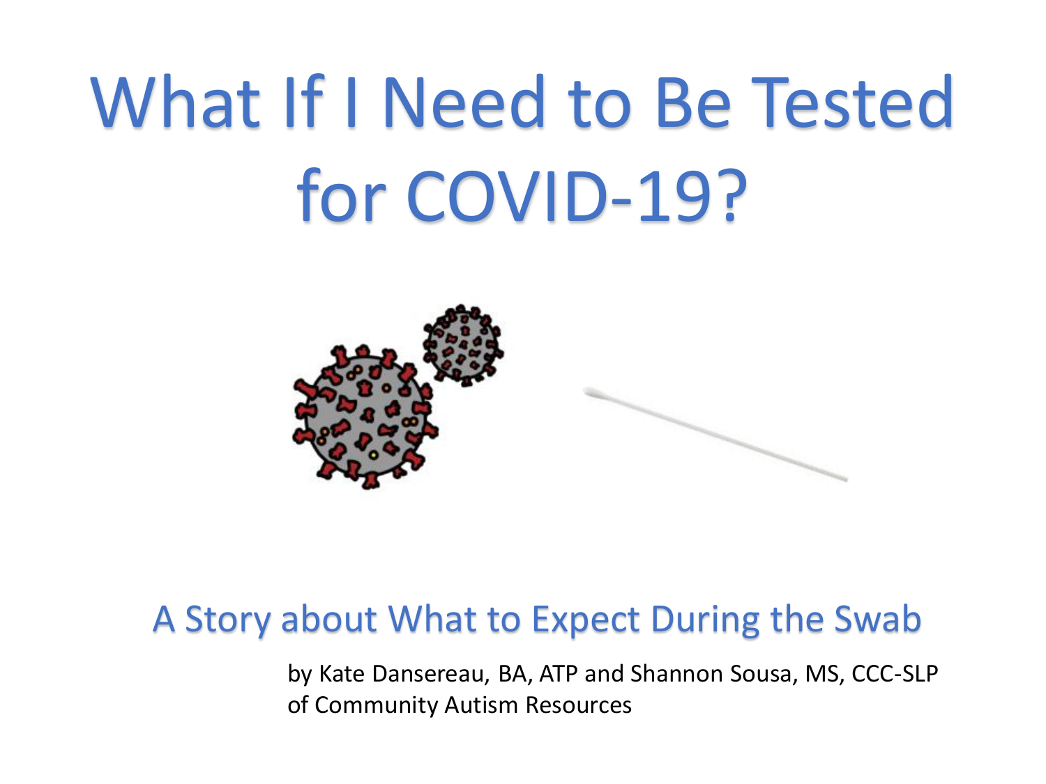# What If I Need to Be Tested for COVID-19?

## A Story about What to Expect During the Swab

by Kate Dansereau, BA, ATP and Shannon Sousa, MS, CCC-SLP of Community Autism Resources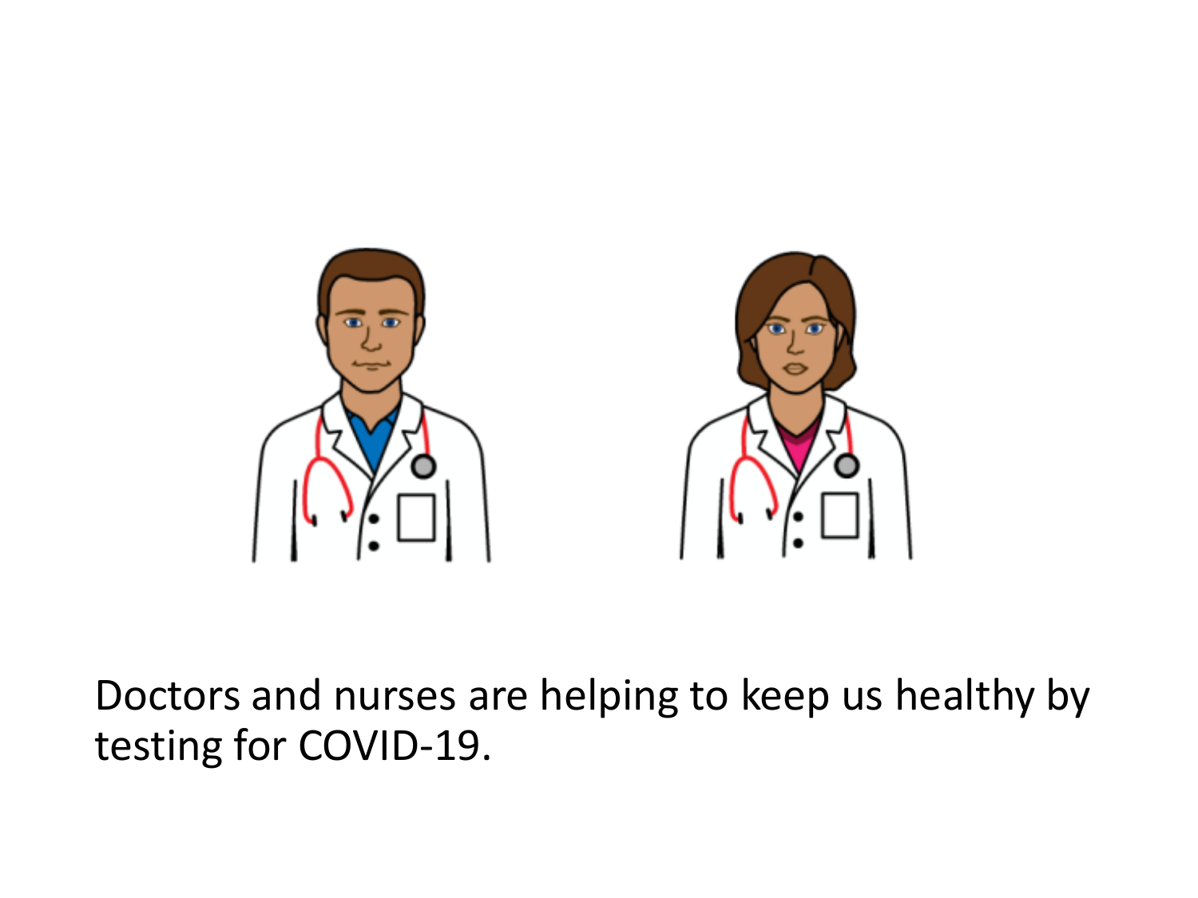Doctors and nurses are helping to keep us healthy by testing for COVID-19.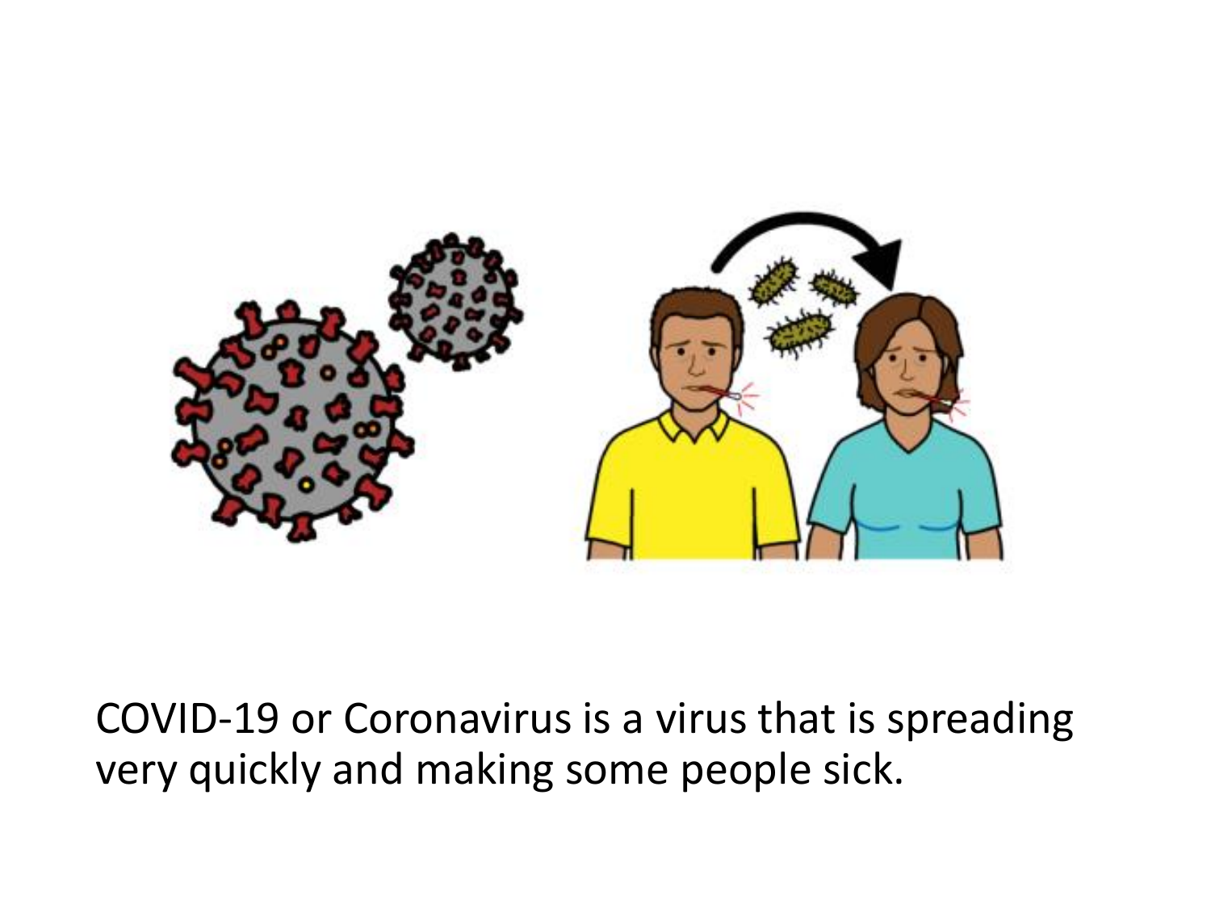COVID-19 or Coronavirus is a virus that is spreading very quickly and making some people sick.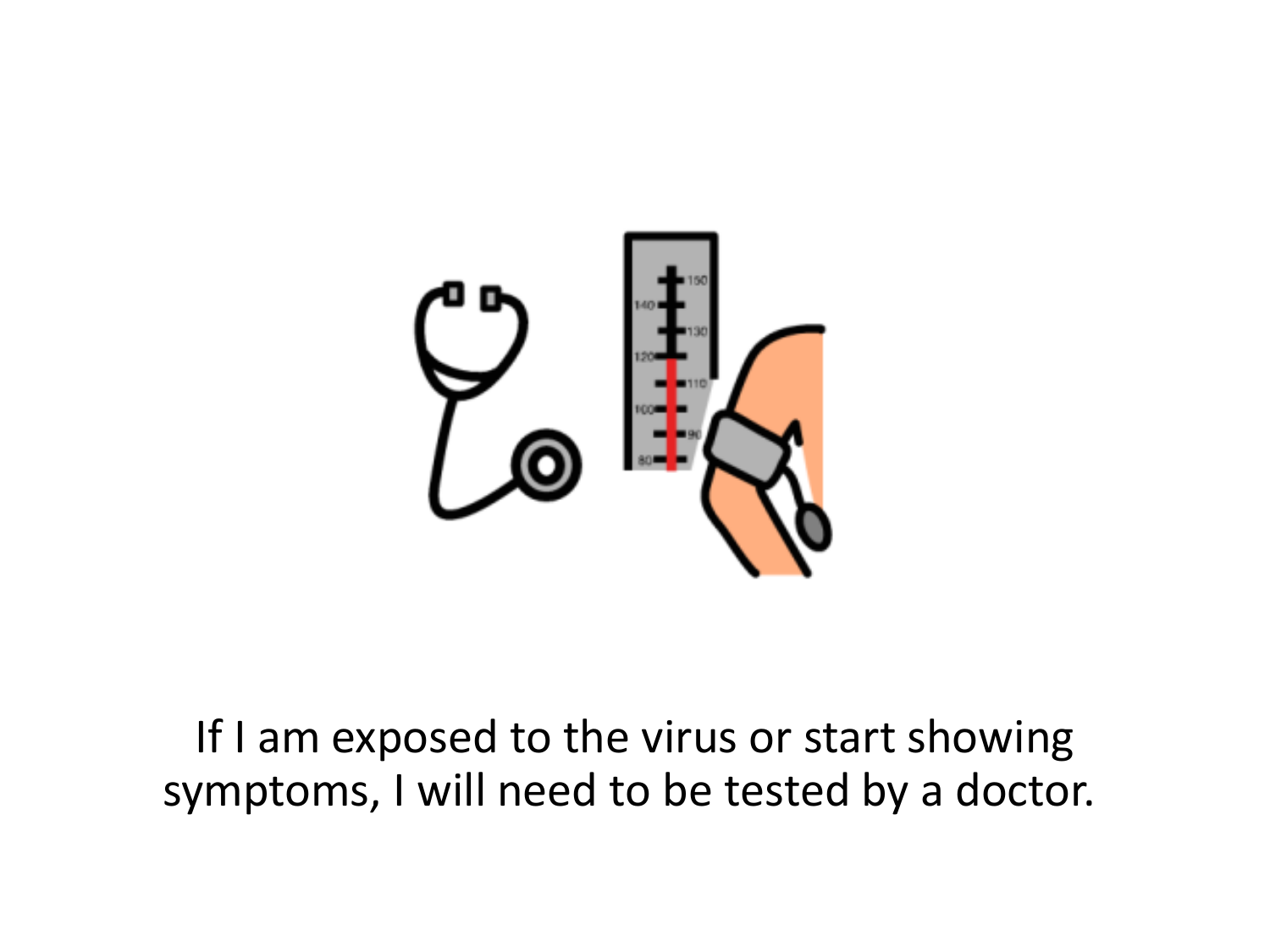If I am exposed to the virus or start showing symptoms, I will need to be tested by a doctor.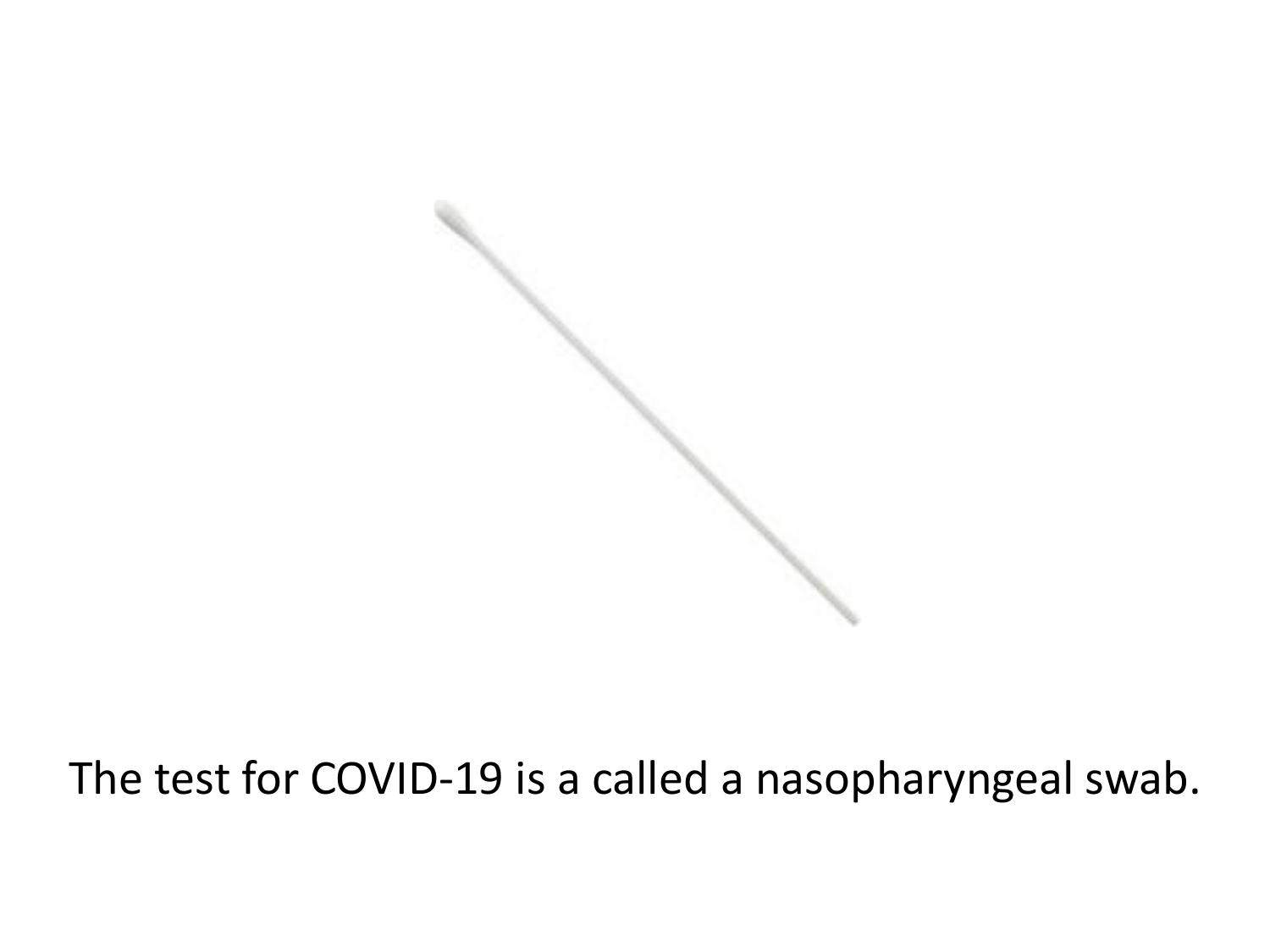The test for COVID-19 is a called a nasopharyngeal swab.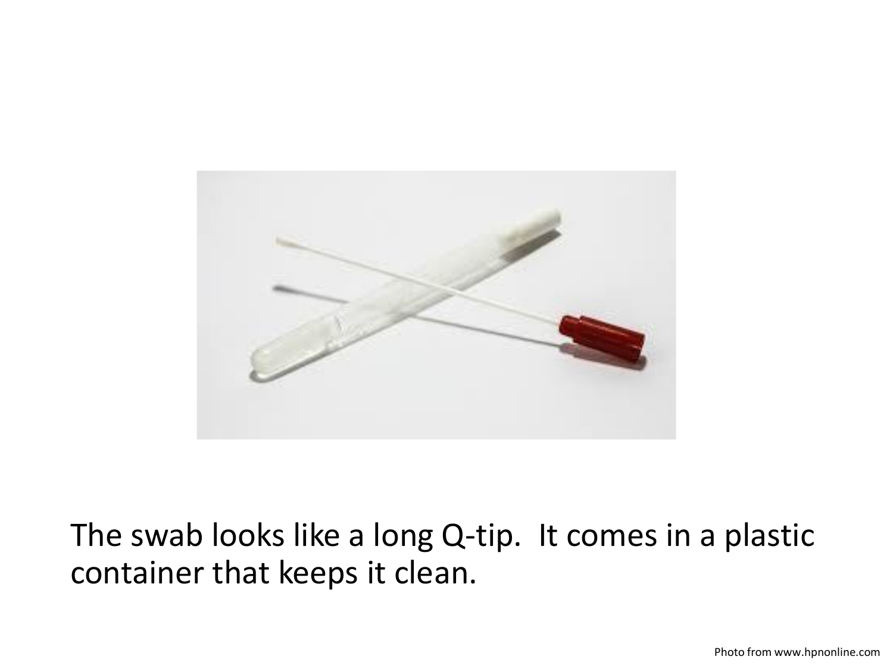The swab looks like a long Q-tip. It comes in a plastic container that keeps it clean.

Photo from www.hpnonline.com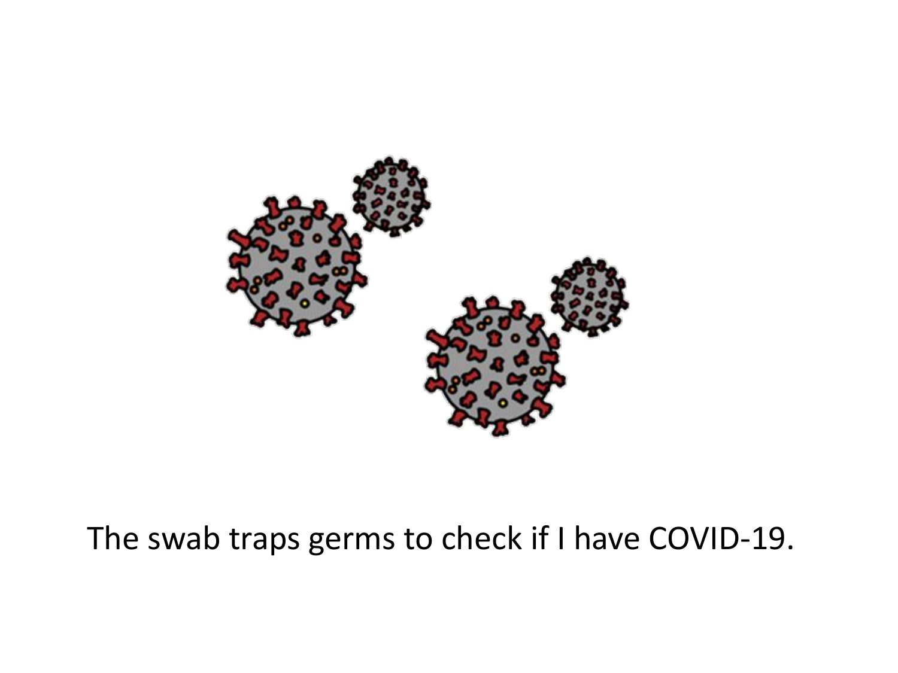The swab traps germs to check if I have COVID-19.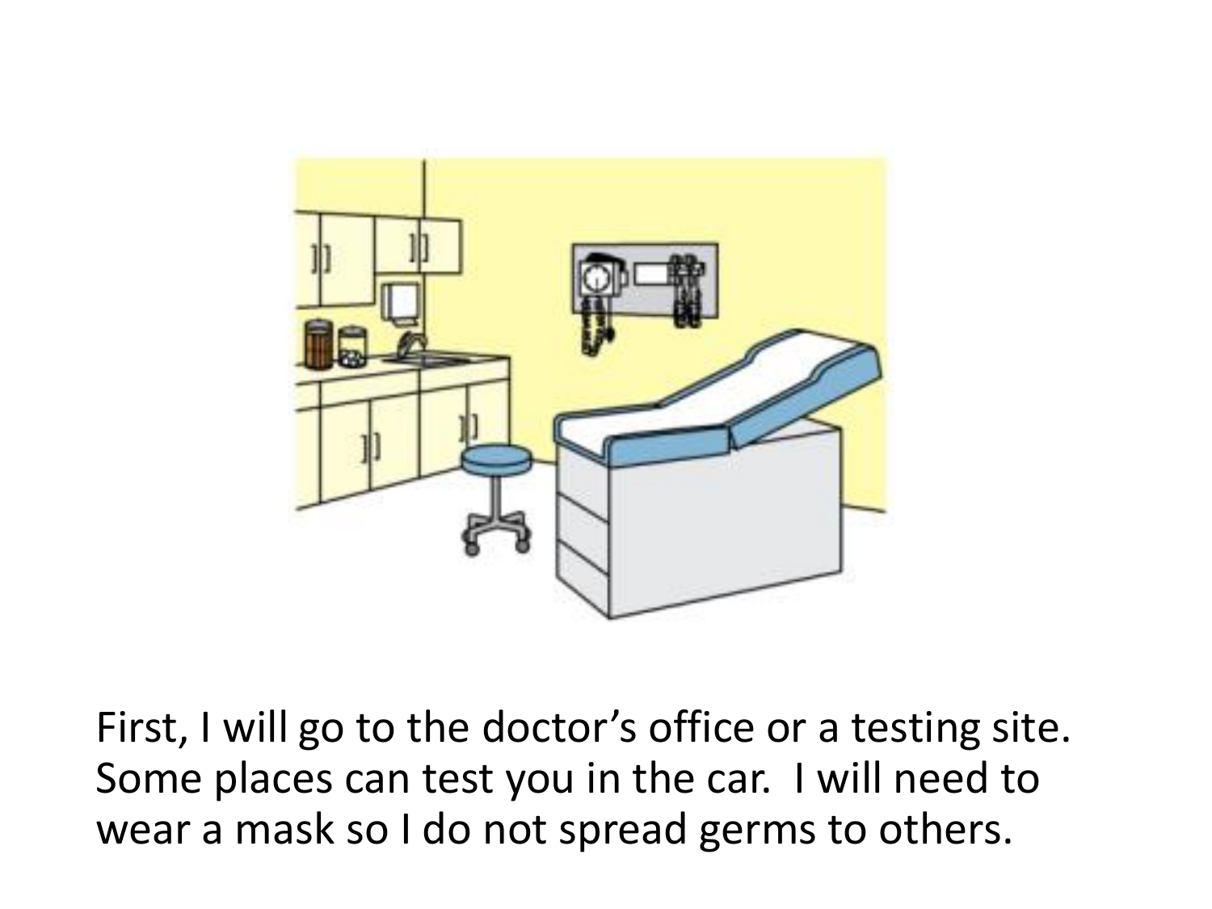First, I will go to the doctor's office or a testing site. Some places can test you in the car. I will need to wear a mask so I do not spread germs to others.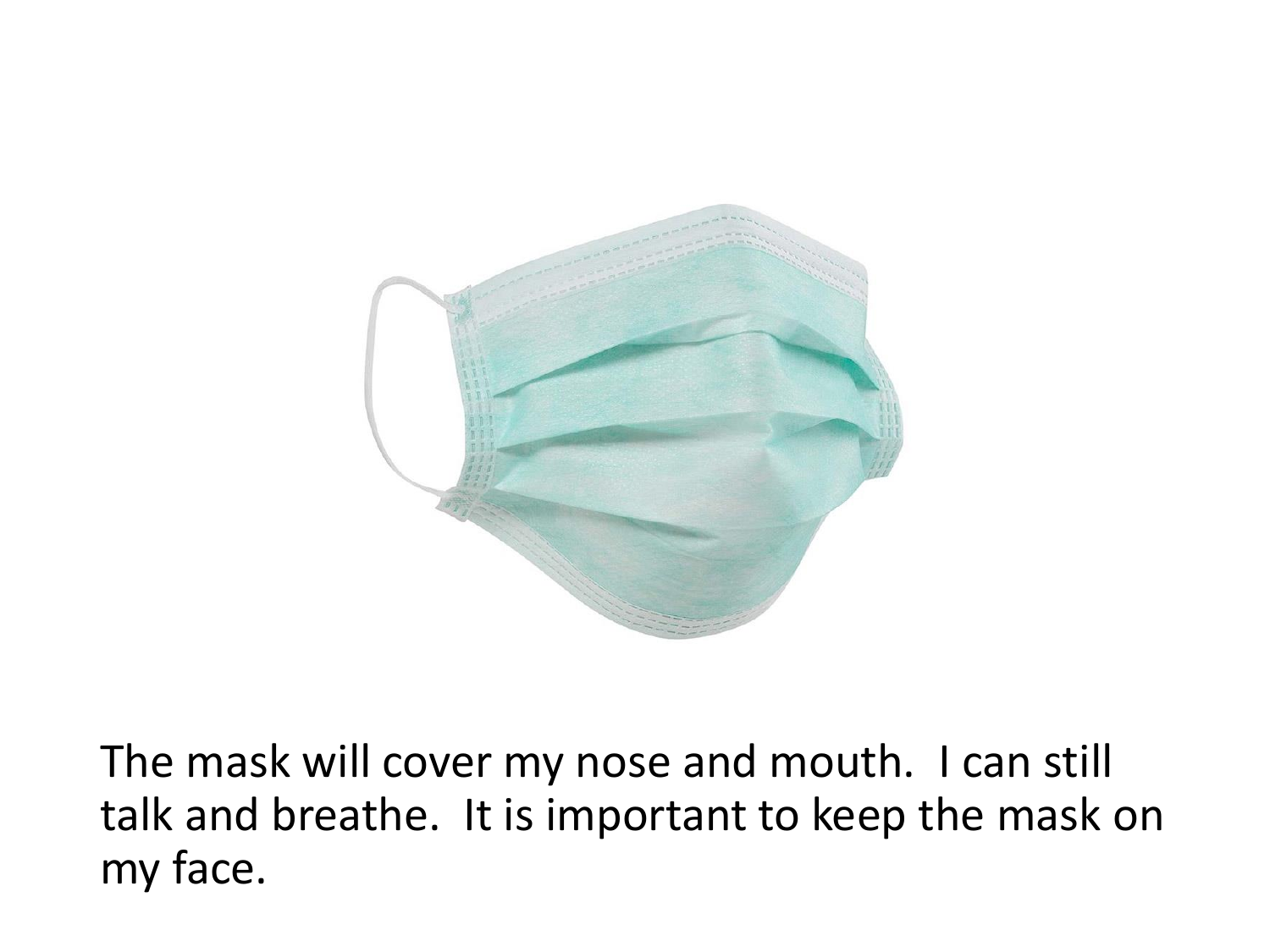The mask will cover my nose and mouth. I can still talk and breathe. It is important to keep the mask on my face.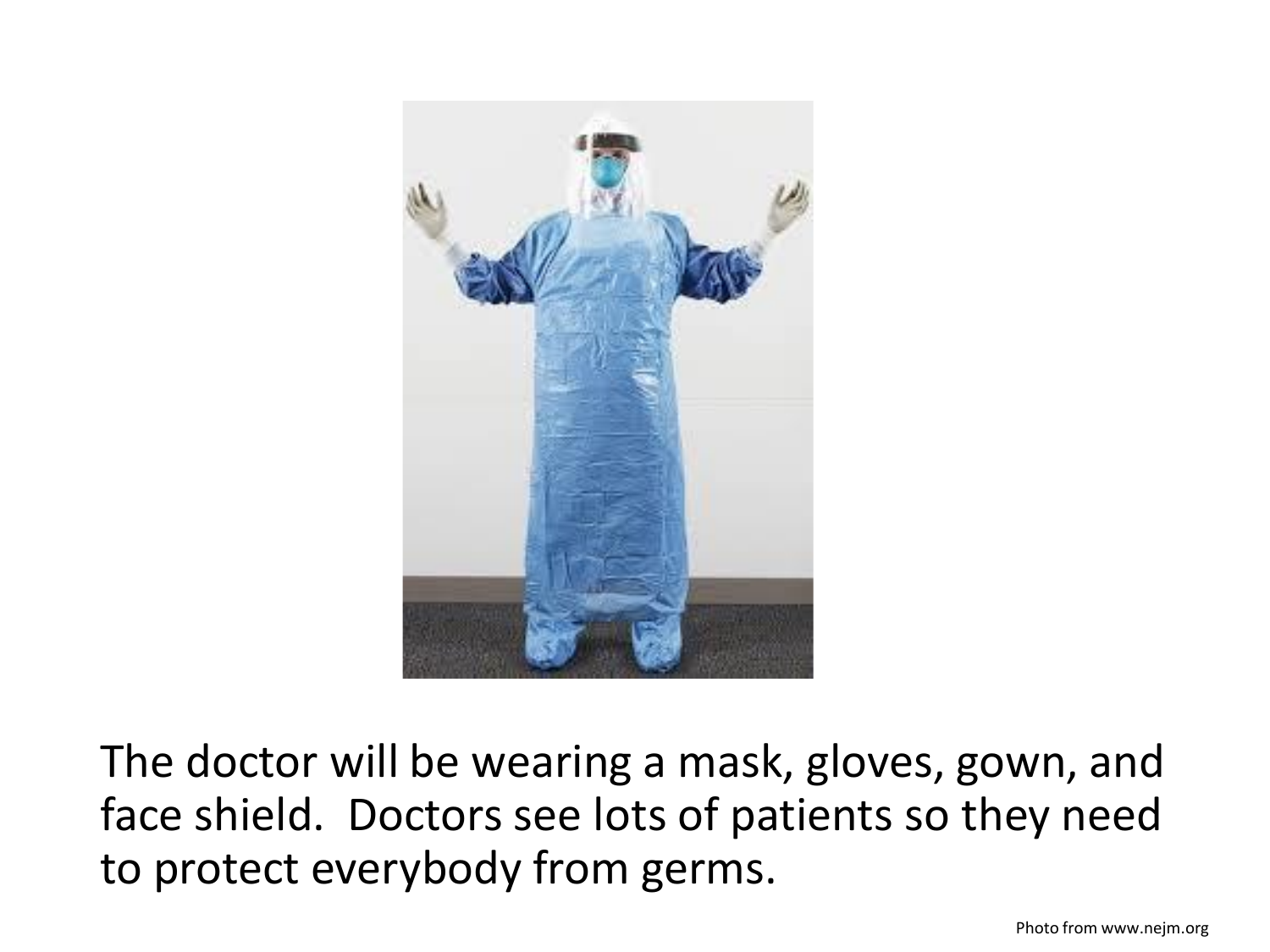The doctor will be wearing a mask, gloves, gown, and face shield. Doctors see lots of patients so they need to protect everybody from germs.

Photo from www.nejm.org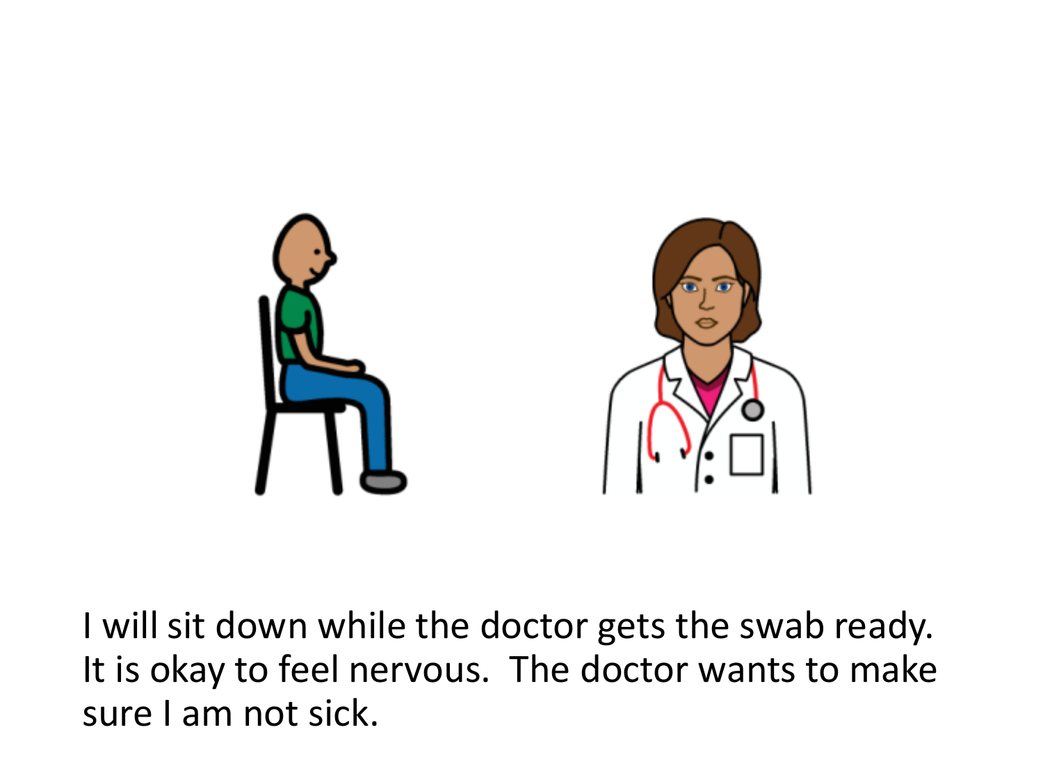I will sit down while the doctor gets the swab ready. It is okay to feel nervous. The doctor wants to make sure I am not sick.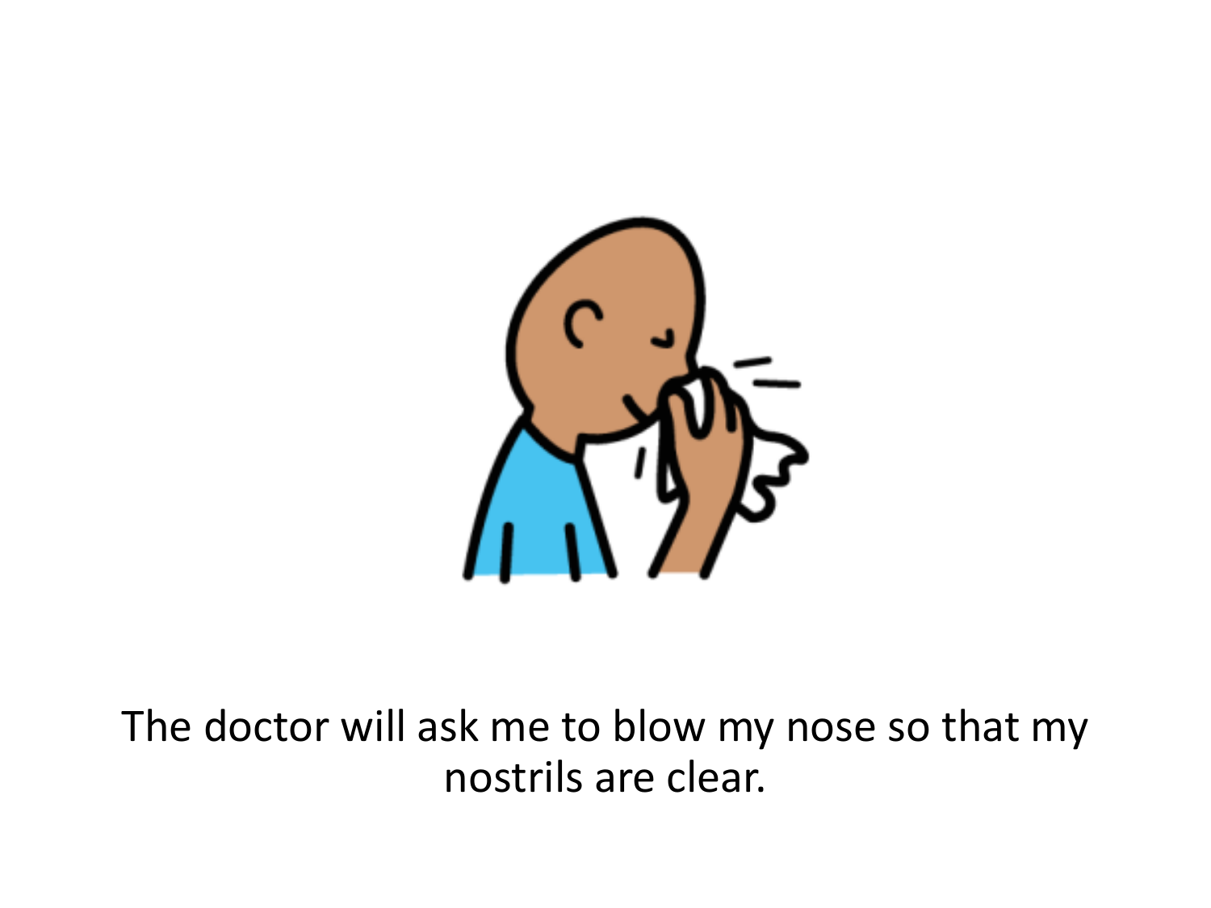The doctor will ask me to blow my nose so that my nostrils are clear.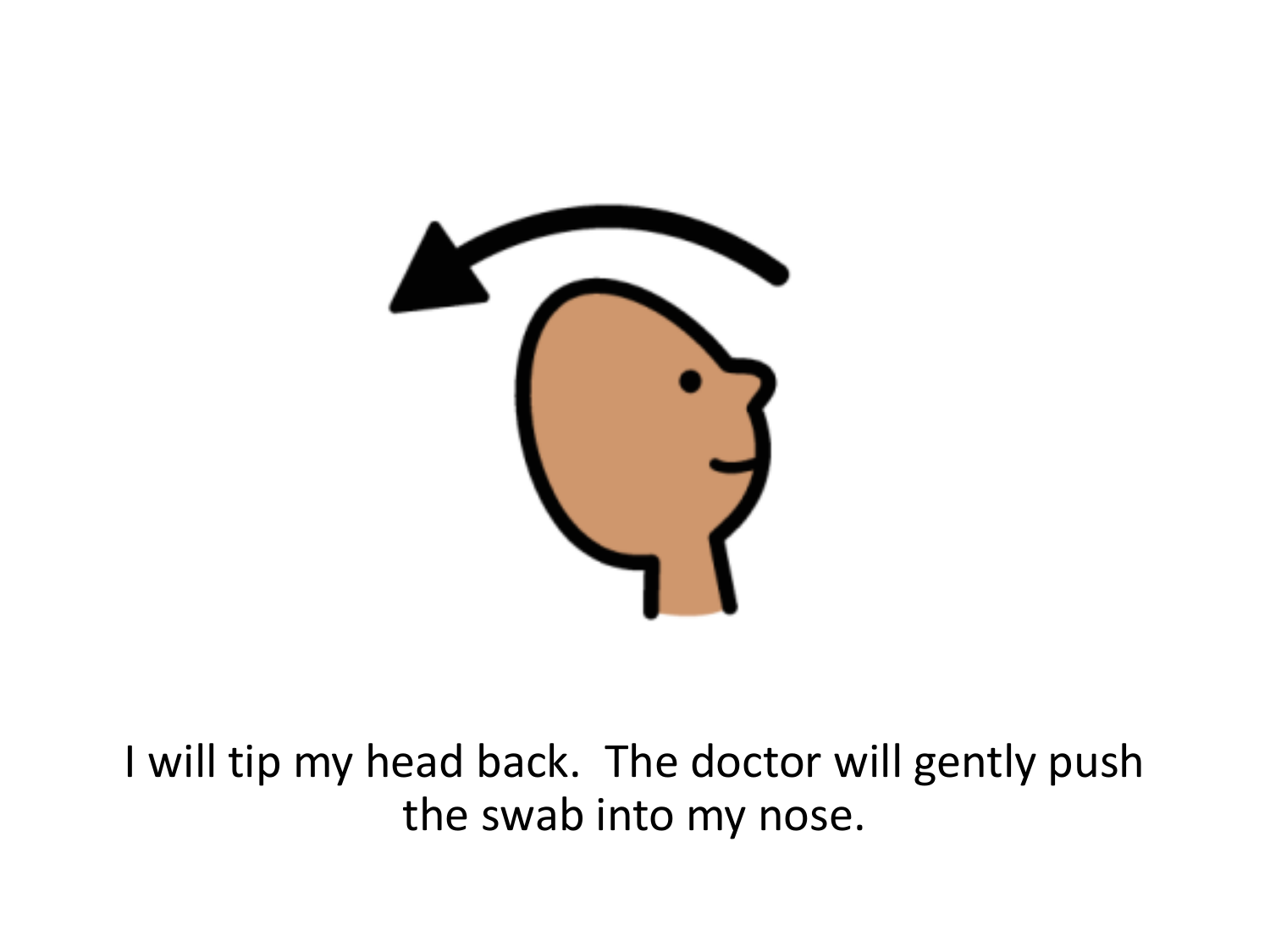I will tip my head back. The doctor will gently push the swab into my nose.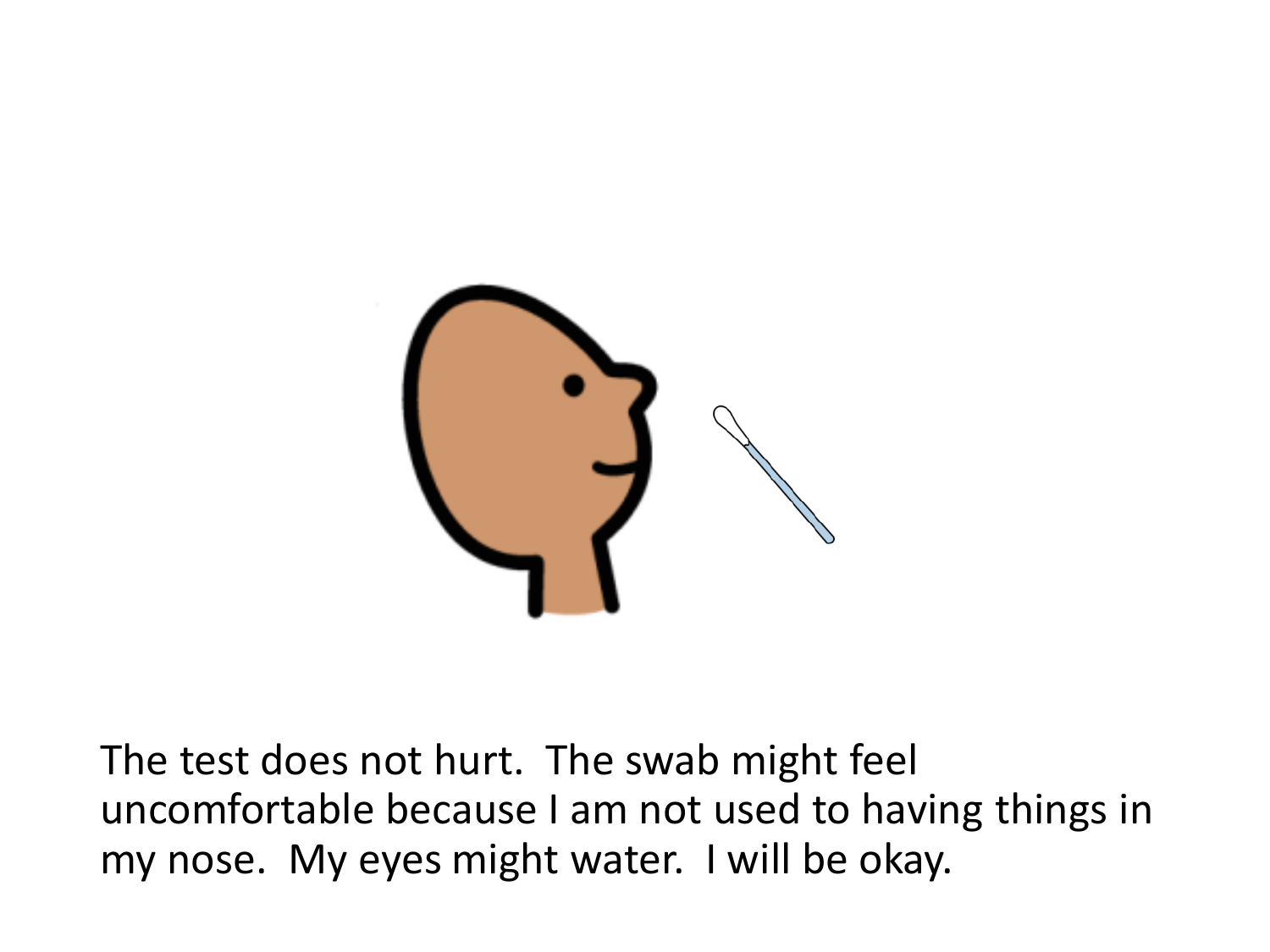The test does not hurt.  The swab might feel uncomfortable because I am not used to having things in my nose.  My eyes might water.  I will be okay.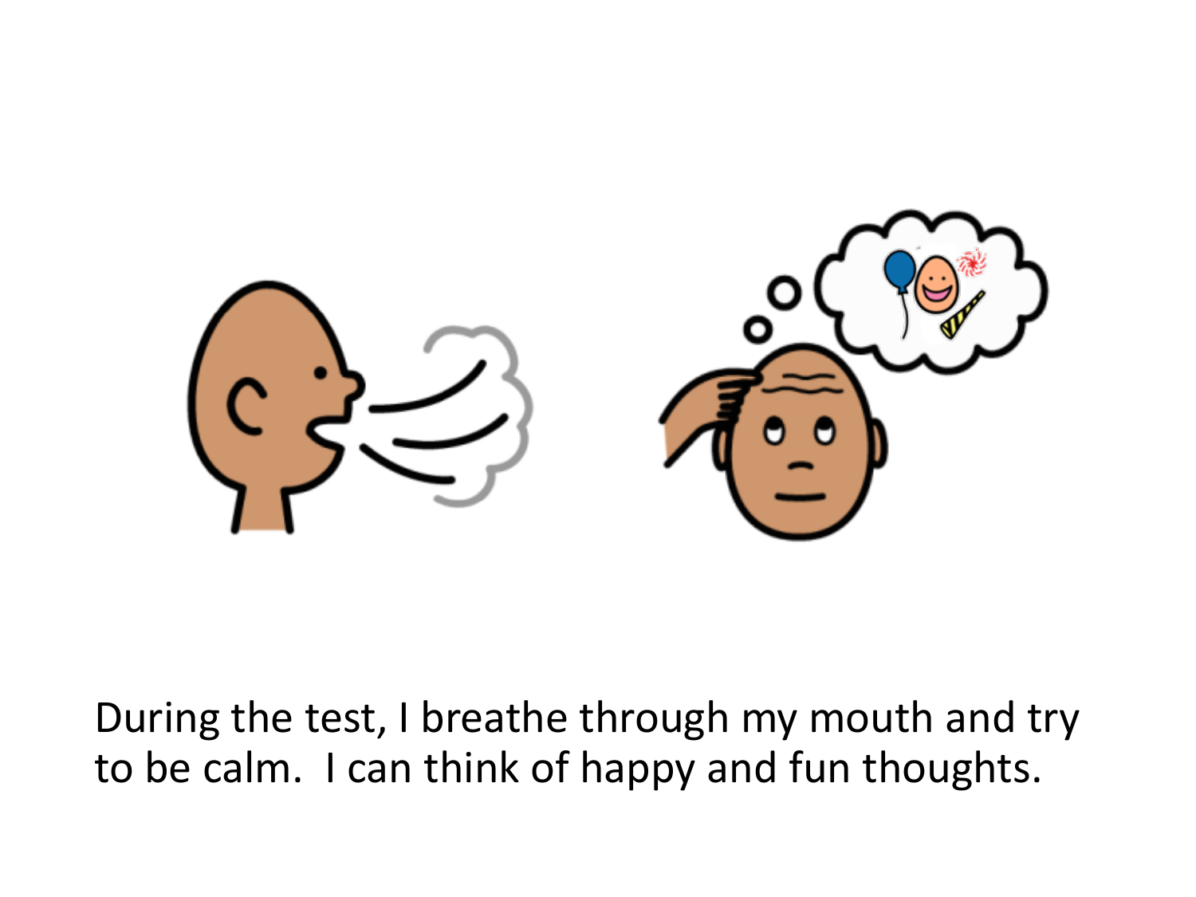During the test, I breathe through my mouth and try to be calm. I can think of happy and fun thoughts.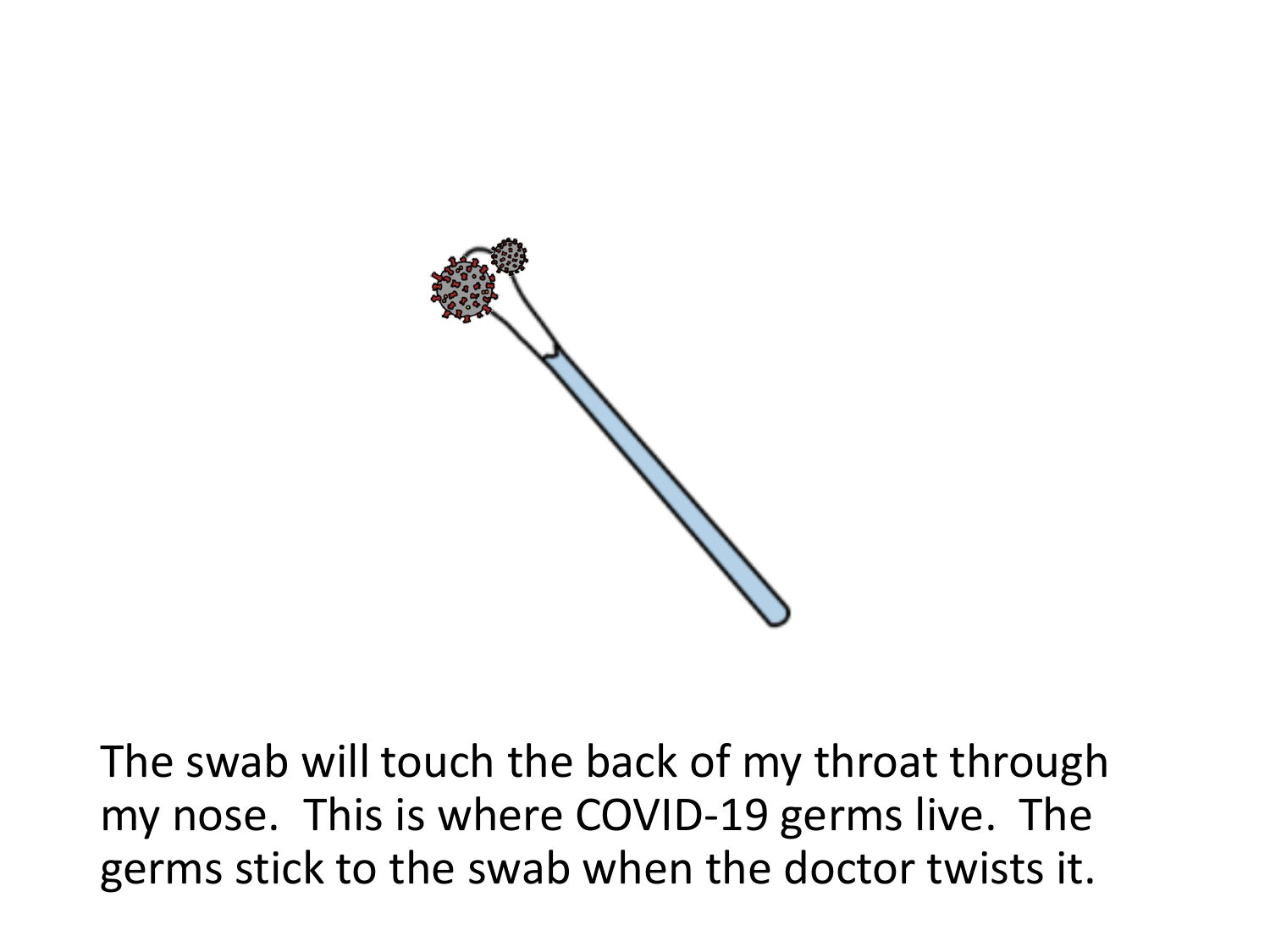The swab will touch the back of my throat through my nose. This is where COVID-19 germs live. The germs stick to the swab when the doctor twists it.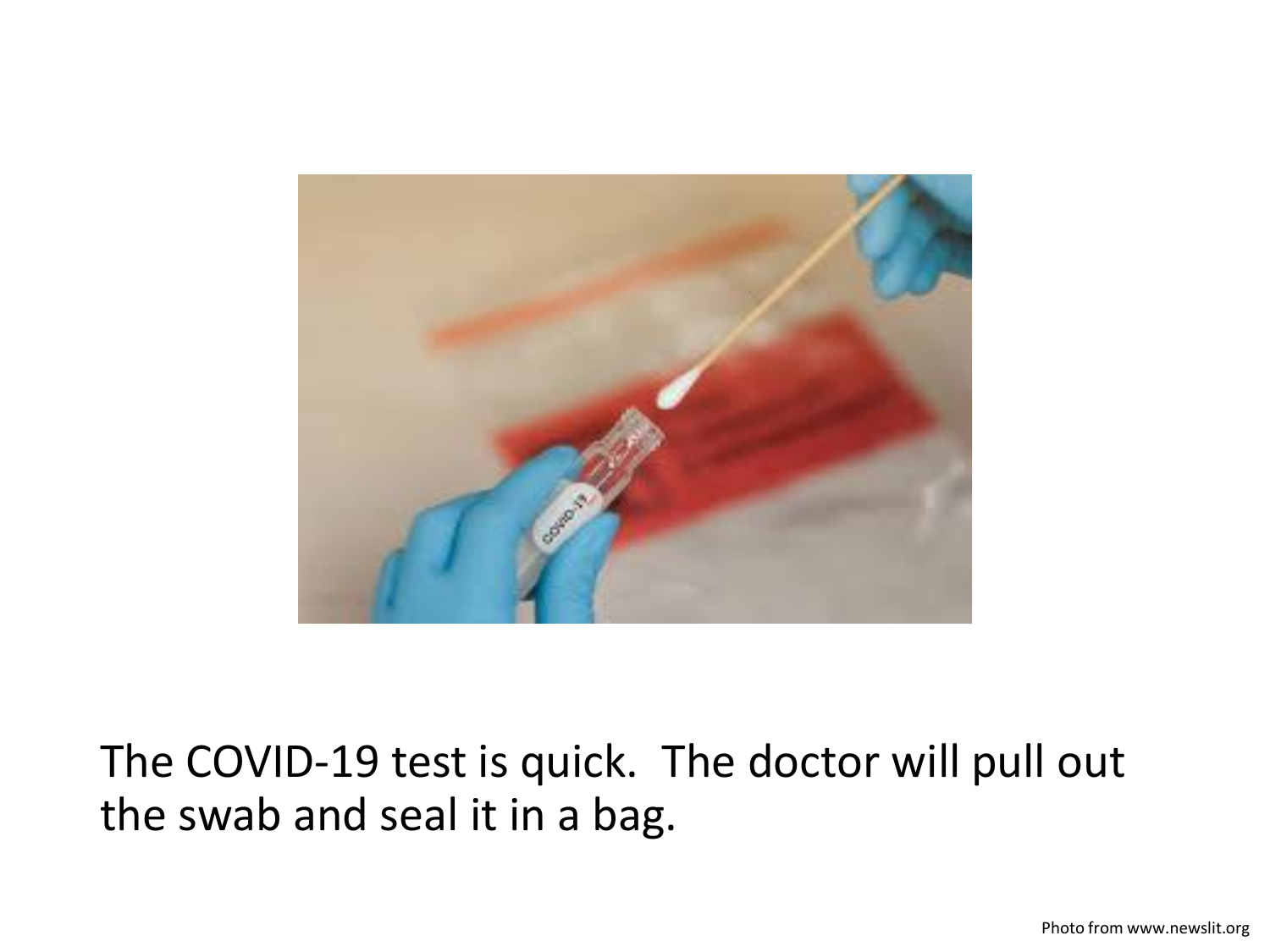The COVID-19 test is quick. The doctor will pull out the swab and seal it in a bag.

Photo from www.newslit.org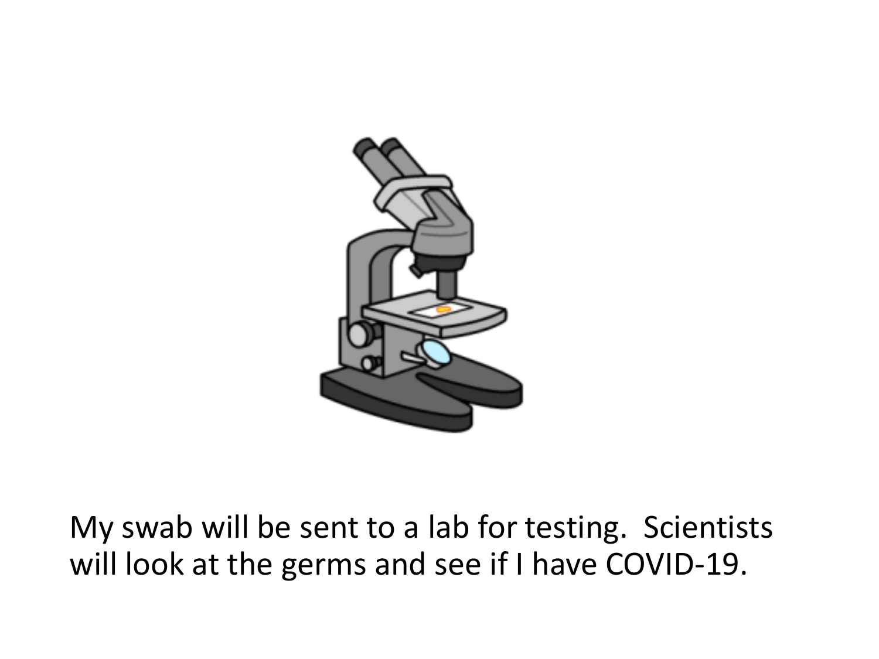My swab will be sent to a lab for testing. Scientists will look at the germs and see if I have COVID-19.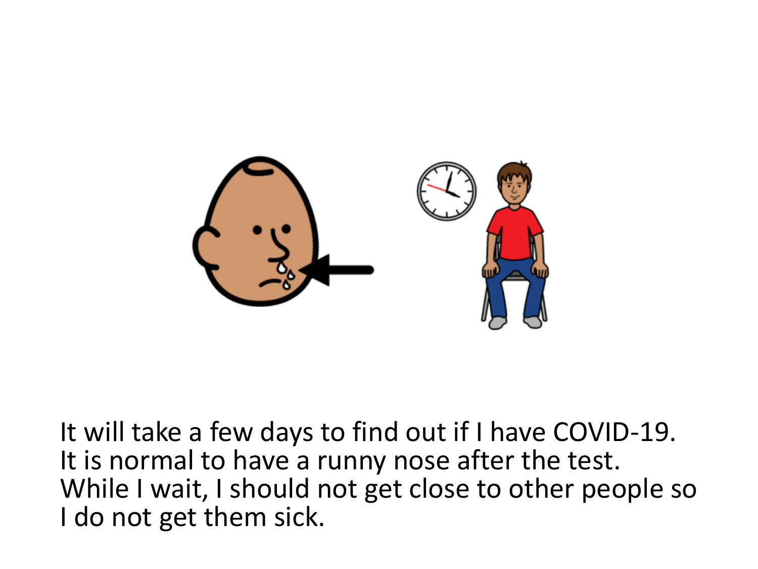It will take a few days to find out if I have COVID-19.
It is normal to have a runny nose after the test.
While I wait, I should not get close to other people so I do not get them sick.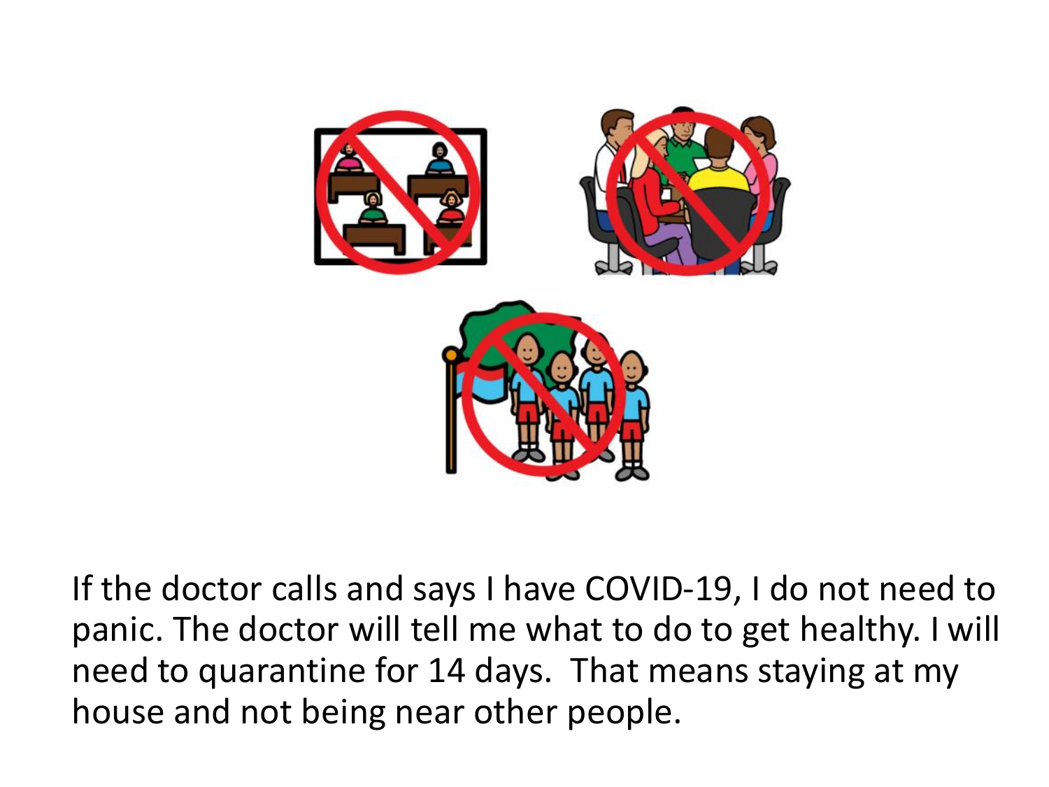If the doctor calls and says I have COVID-19, I do not need to panic. The doctor will tell me what to do to get healthy. I will need to quarantine for 14 days. That means staying at my house and not being near other people.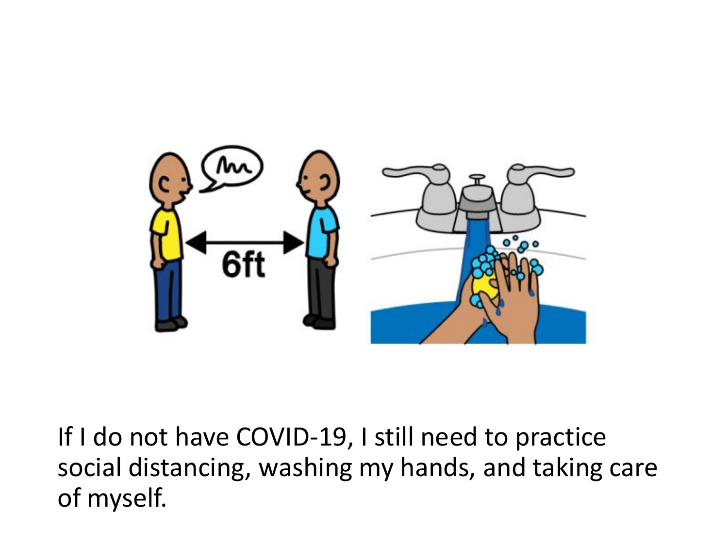If I do not have COVID-19, I still need to practice social distancing, washing my hands, and taking care of myself.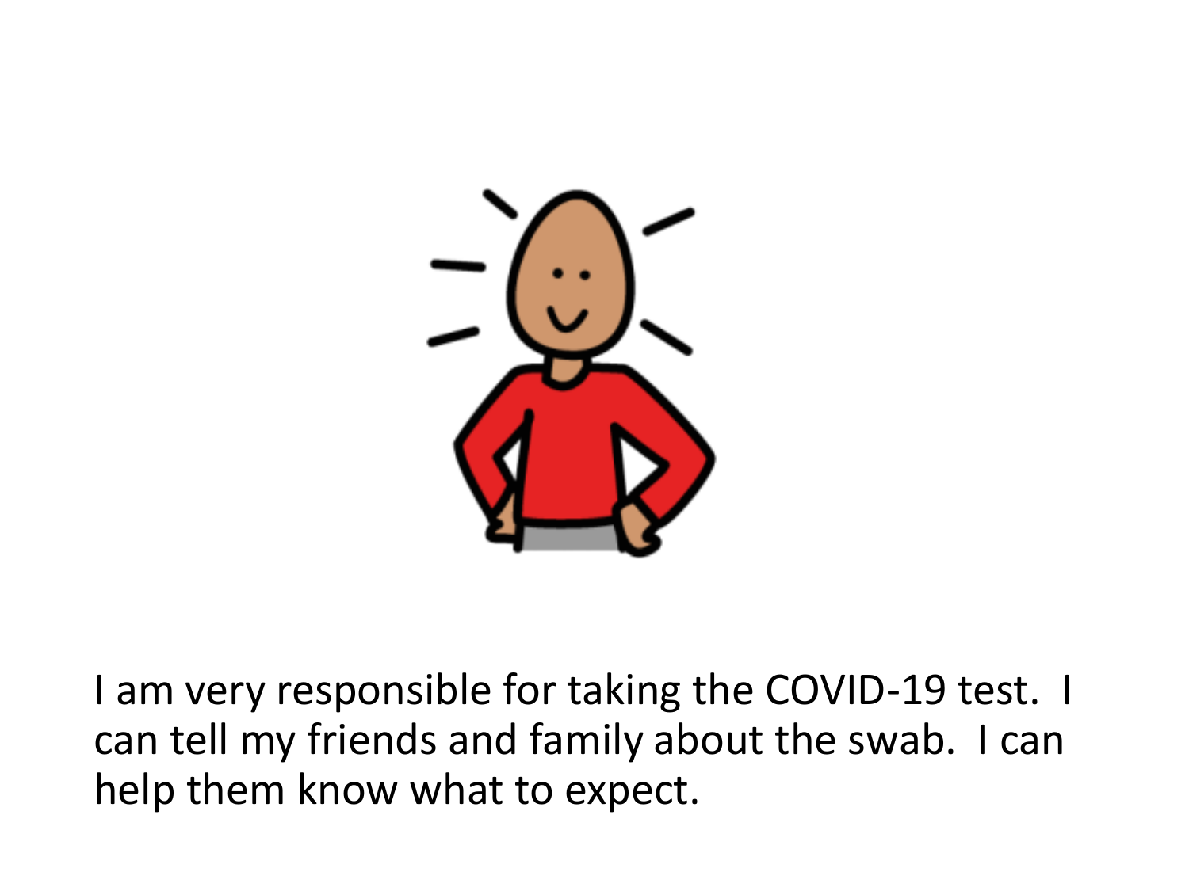I am very responsible for taking the COVID-19 test. I can tell my friends and family about the swab. I can help them know what to expect.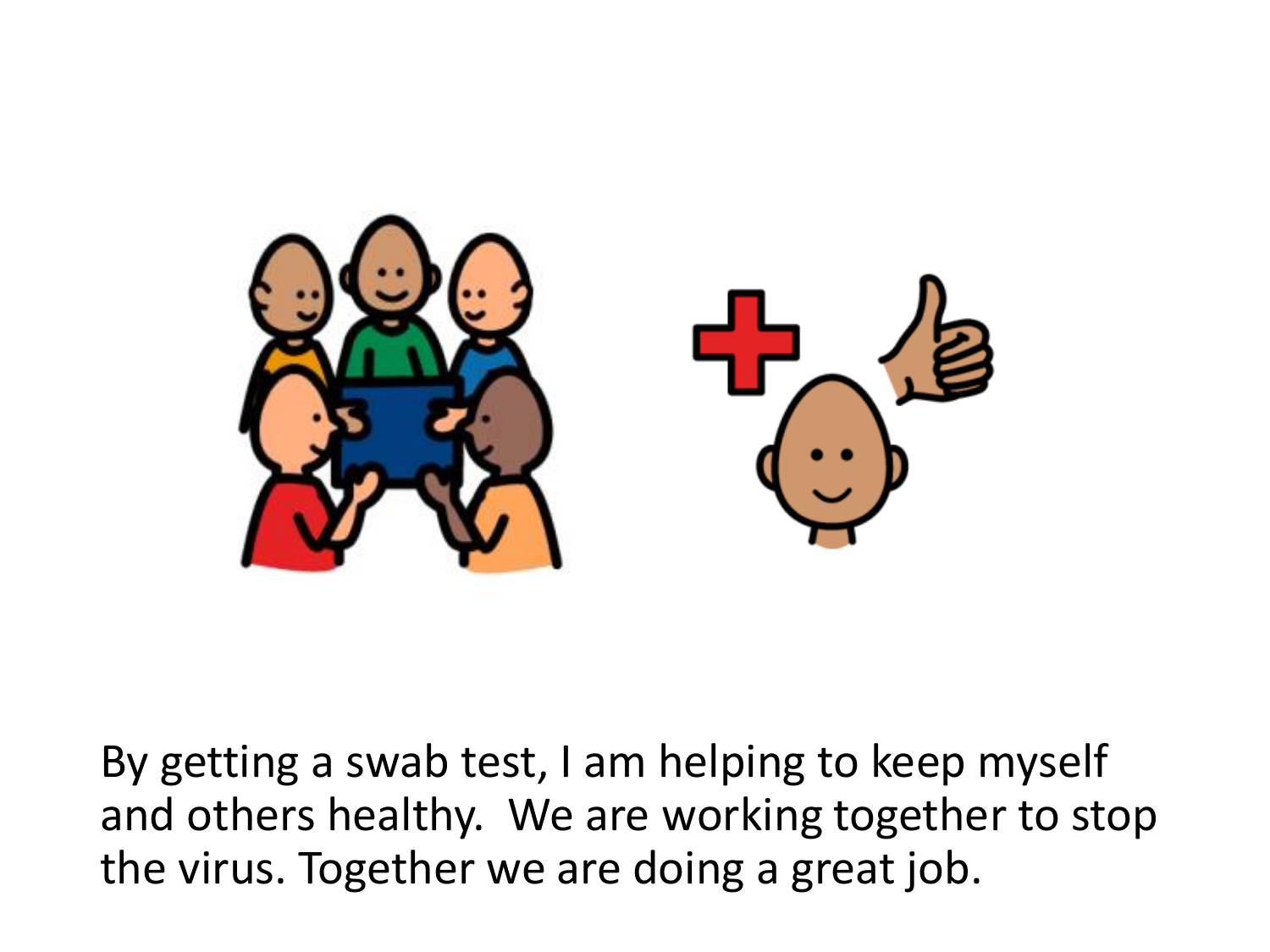By getting a swab test, I am helping to keep myself and others healthy. We are working together to stop the virus. Together we are doing a great job.